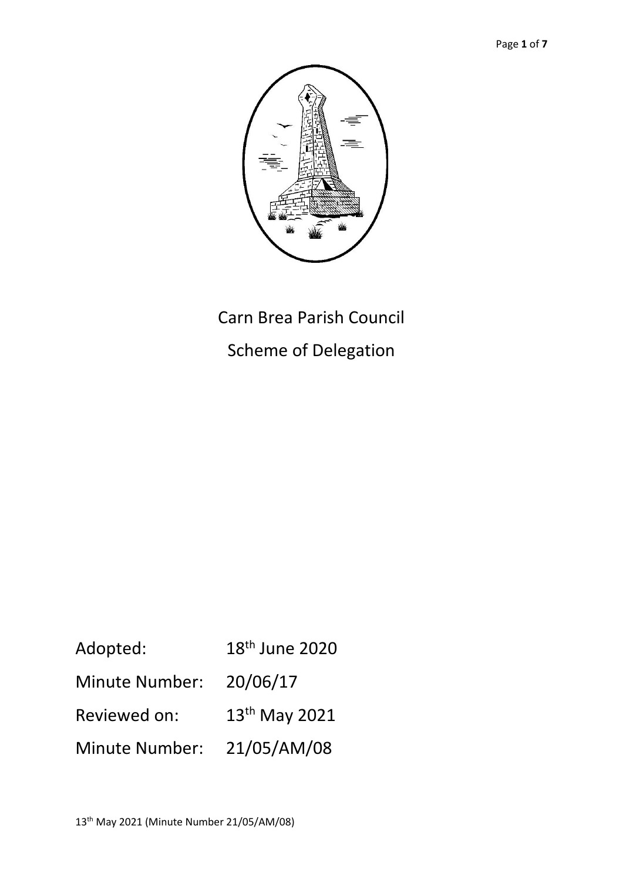# Carn Brea Parish Council

## Scheme of Delegation

Adopted: 18th June 2020

Minute Number: 20/06/17

Reviewed on: 13th May 2021

Minute Number: 21/05/AM/08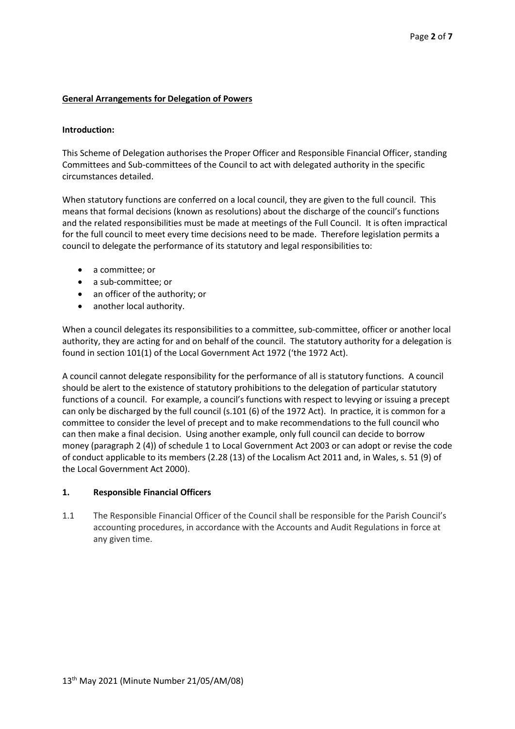## General Arrangements for Delegation of Powers

**Introduction:**

This Scheme of Delegation authorises the Proper Officer and Responsible Financial Officer, standing Committees and Sub-committees of the Council to act with delegated authority in the specific circumstances detailed.

When statutory functions are conferred on a local council, they are given to the full council. This means that formal decisions (known as resolutions) about the discharge of the council's functions and the related responsibilities must be made at meetings of the Full Council. It is often impractical for the full council to meet every time decisions need to be made. Therefore legislation permits a council to delegate the performance of its statutory and legal responsibilities to:

- a committee; or
- a sub-committee; or
- an officer of the authority; or
- another local authority.

When a council delegates its responsibilities to a committee, sub-committee, officer or another local authority, they are acting for and on behalf of the council. The statutory authority for a delegation is found in section 101(1) of the Local Government Act 1972 ('the 1972 Act).

A council cannot delegate responsibility for the performance of all is statutory functions. A council should be alert to the existence of statutory prohibitions to the delegation of particular statutory functions of a council. For example, a council's functions with respect to levying or issuing a precept can only be discharged by the full council (s.101 (6) of the 1972 Act). In practice, it is common for a committee to consider the level of precept and to make recommendations to the full council who can then make a final decision. Using another example, only full council can decide to borrow money (paragraph 2 (4)) of schedule 1 to Local Government Act 2003 or can adopt or revise the code of conduct applicable to its members (2.28 (13) of the Localism Act 2011 and, in Wales, s. 51 (9) of the Local Government Act 2000).

### 1. Responsible Financial Officers

1.1 The Responsible Financial Officer of the Council shall be responsible for the Parish Council's accounting procedures, in accordance with the Accounts and Audit Regulations in force at any given time.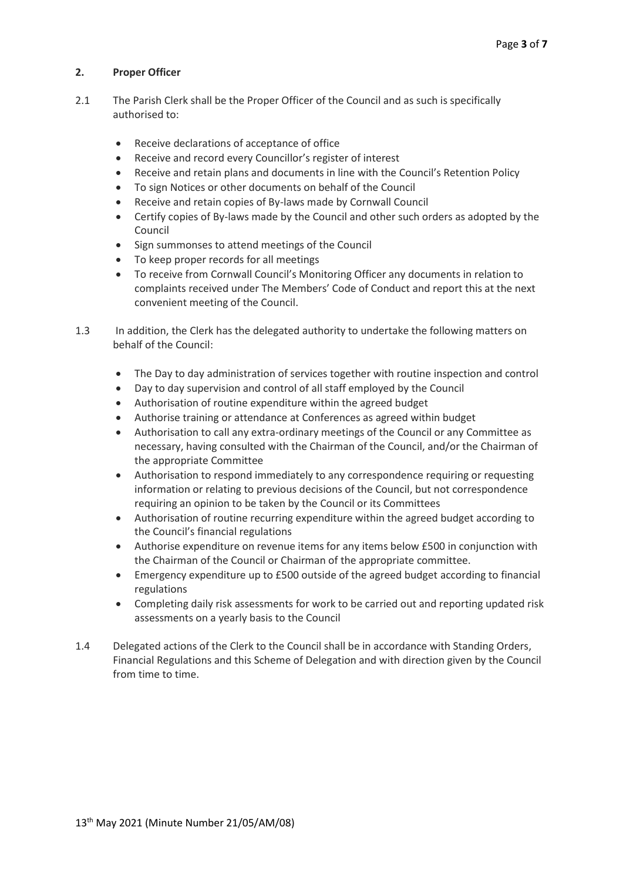## 2. Proper Officer

2.1 The Parish Clerk shall be the Proper Officer of the Council and as such is specifically authorised to:

- Receive declarations of acceptance of office
- Receive and record every Councillor's register of interest
- Receive and retain plans and documents in line with the Council's Retention Policy
- To sign Notices or other documents on behalf of the Council
- Receive and retain copies of By-laws made by Cornwall Council
- Certify copies of By-laws made by the Council and other such orders as adopted by the Council
- Sign summonses to attend meetings of the Council
- To keep proper records for all meetings
- To receive from Cornwall Council's Monitoring Officer any documents in relation to complaints received under The Members' Code of Conduct and report this at the next convenient meeting of the Council.

1.3 In addition, the Clerk has the delegated authority to undertake the following matters on behalf of the Council:

- The Day to day administration of services together with routine inspection and control
- Day to day supervision and control of all staff employed by the Council
- Authorisation of routine expenditure within the agreed budget
- Authorise training or attendance at Conferences as agreed within budget
- Authorisation to call any extra-ordinary meetings of the Council or any Committee as necessary, having consulted with the Chairman of the Council, and/or the Chairman of the appropriate Committee
- Authorisation to respond immediately to any correspondence requiring or requesting information or relating to previous decisions of the Council, but not correspondence requiring an opinion to be taken by the Council or its Committees
- Authorisation of routine recurring expenditure within the agreed budget according to the Council's financial regulations
- Authorise expenditure on revenue items for any items below £500 in conjunction with the Chairman of the Council or Chairman of the appropriate committee.
- Emergency expenditure up to £500 outside of the agreed budget according to financial regulations
- Completing daily risk assessments for work to be carried out and reporting updated risk assessments on a yearly basis to the Council

1.4 Delegated actions of the Clerk to the Council shall be in accordance with Standing Orders, Financial Regulations and this Scheme of Delegation and with direction given by the Council from time to time.

13th May 2021 (Minute Number 21/05/AM/08)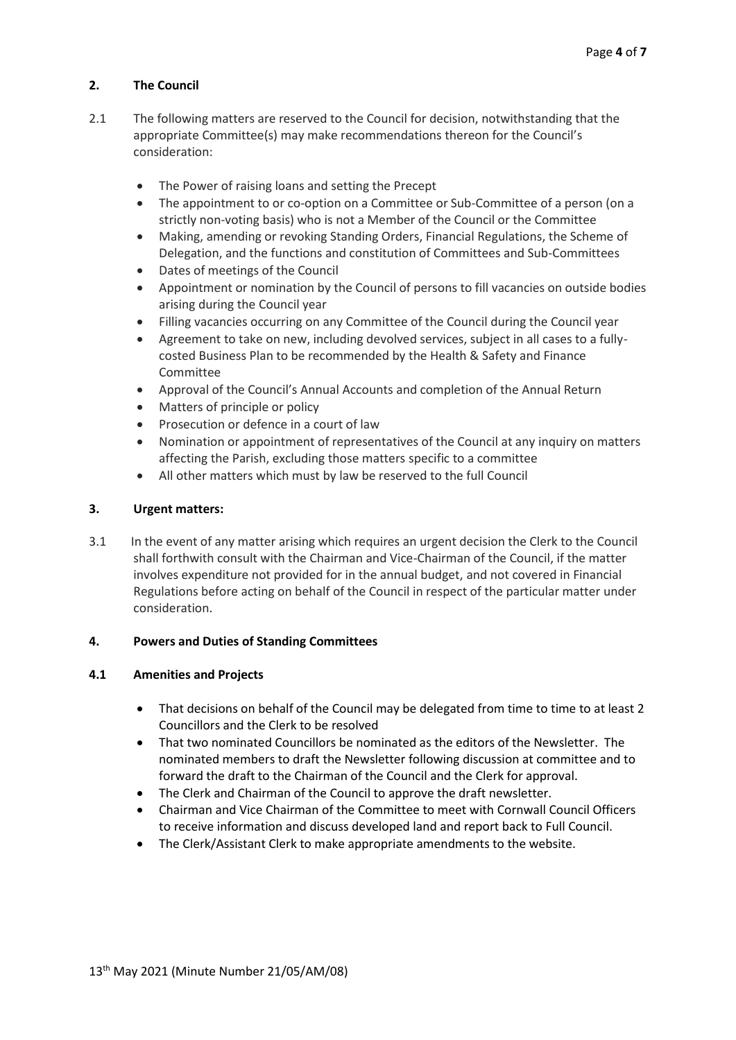## 2. The Council

2.1 The following matters are reserved to the Council for decision, notwithstanding that the appropriate Committee(s) may make recommendations thereon for the Council's consideration:

- The Power of raising loans and setting the Precept
- The appointment to or co-option on a Committee or Sub-Committee of a person (on a strictly non-voting basis) who is not a Member of the Council or the Committee
- Making, amending or revoking Standing Orders, Financial Regulations, the Scheme of Delegation, and the functions and constitution of Committees and Sub-Committees
- Dates of meetings of the Council
- Appointment or nomination by the Council of persons to fill vacancies on outside bodies arising during the Council year
- Filling vacancies occurring on any Committee of the Council during the Council year
- Agreement to take on new, including devolved services, subject in all cases to a fully-costed Business Plan to be recommended by the Health & Safety and Finance Committee
- Approval of the Council's Annual Accounts and completion of the Annual Return
- Matters of principle or policy
- Prosecution or defence in a court of law
- Nomination or appointment of representatives of the Council at any inquiry on matters affecting the Parish, excluding those matters specific to a committee
- All other matters which must by law be reserved to the full Council

## 3. Urgent matters:

3.1 In the event of any matter arising which requires an urgent decision the Clerk to the Council shall forthwith consult with the Chairman and Vice-Chairman of the Council, if the matter involves expenditure not provided for in the annual budget, and not covered in Financial Regulations before acting on behalf of the Council in respect of the particular matter under consideration.

## 4. Powers and Duties of Standing Committees

### 4.1 Amenities and Projects

- That decisions on behalf of the Council may be delegated from time to time to at least 2 Councillors and the Clerk to be resolved
- That two nominated Councillors be nominated as the editors of the Newsletter. The nominated members to draft the Newsletter following discussion at committee and to forward the draft to the Chairman of the Council and the Clerk for approval.
- The Clerk and Chairman of the Council to approve the draft newsletter.
- Chairman and Vice Chairman of the Committee to meet with Cornwall Council Officers to receive information and discuss developed land and report back to Full Council.
- The Clerk/Assistant Clerk to make appropriate amendments to the website.

13th May 2021 (Minute Number 21/05/AM/08)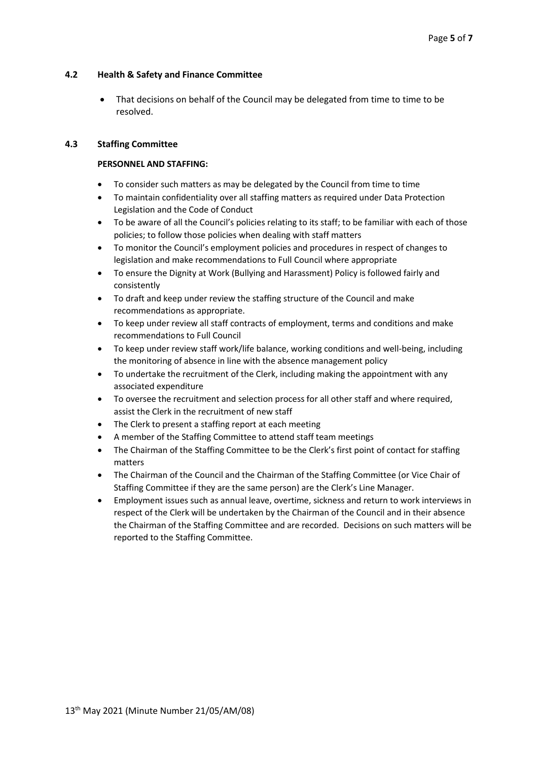### 4.2 Health & Safety and Finance Committee

- That decisions on behalf of the Council may be delegated from time to time to be resolved.

### 4.3 Staffing Committee

**PERSONNEL AND STAFFING:**

- To consider such matters as may be delegated by the Council from time to time
- To maintain confidentiality over all staffing matters as required under Data Protection Legislation and the Code of Conduct
- To be aware of all the Council's policies relating to its staff; to be familiar with each of those policies; to follow those policies when dealing with staff matters
- To monitor the Council's employment policies and procedures in respect of changes to legislation and make recommendations to Full Council where appropriate
- To ensure the Dignity at Work (Bullying and Harassment) Policy is followed fairly and consistently
- To draft and keep under review the staffing structure of the Council and make recommendations as appropriate.
- To keep under review all staff contracts of employment, terms and conditions and make recommendations to Full Council
- To keep under review staff work/life balance, working conditions and well-being, including the monitoring of absence in line with the absence management policy
- To undertake the recruitment of the Clerk, including making the appointment with any associated expenditure
- To oversee the recruitment and selection process for all other staff and where required, assist the Clerk in the recruitment of new staff
- The Clerk to present a staffing report at each meeting
- A member of the Staffing Committee to attend staff team meetings
- The Chairman of the Staffing Committee to be the Clerk's first point of contact for staffing matters
- The Chairman of the Council and the Chairman of the Staffing Committee (or Vice Chair of Staffing Committee if they are the same person) are the Clerk's Line Manager.
- Employment issues such as annual leave, overtime, sickness and return to work interviews in respect of the Clerk will be undertaken by the Chairman of the Council and in their absence the Chairman of the Staffing Committee and are recorded. Decisions on such matters will be reported to the Staffing Committee.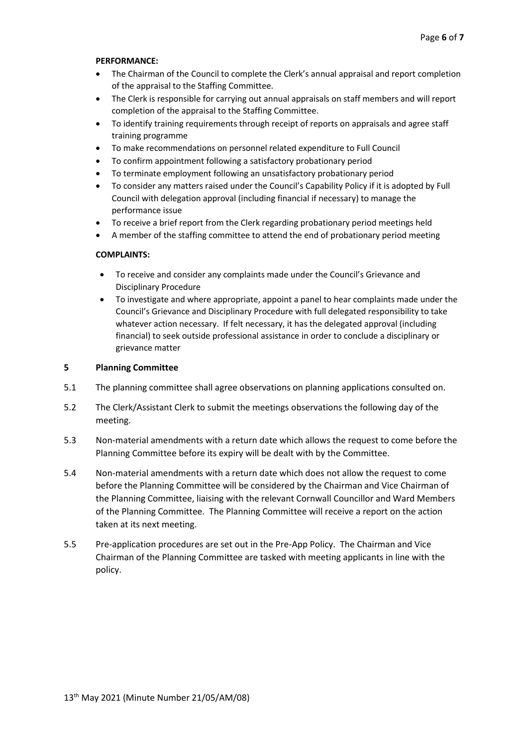**PERFORMANCE:**

- The Chairman of the Council to complete the Clerk's annual appraisal and report completion of the appraisal to the Staffing Committee.
- The Clerk is responsible for carrying out annual appraisals on staff members and will report completion of the appraisal to the Staffing Committee.
- To identify training requirements through receipt of reports on appraisals and agree staff training programme
- To make recommendations on personnel related expenditure to Full Council
- To confirm appointment following a satisfactory probationary period
- To terminate employment following an unsatisfactory probationary period
- To consider any matters raised under the Council's Capability Policy if it is adopted by Full Council with delegation approval (including financial if necessary) to manage the performance issue
- To receive a brief report from the Clerk regarding probationary period meetings held
- A member of the staffing committee to attend the end of probationary period meeting

**COMPLAINTS:**

- To receive and consider any complaints made under the Council's Grievance and Disciplinary Procedure
- To investigate and where appropriate, appoint a panel to hear complaints made under the Council's Grievance and Disciplinary Procedure with full delegated responsibility to take whatever action necessary. If felt necessary, it has the delegated approval (including financial) to seek outside professional assistance in order to conclude a disciplinary or grievance matter

## 5 Planning Committee

5.1 The planning committee shall agree observations on planning applications consulted on.

5.2 The Clerk/Assistant Clerk to submit the meetings observations the following day of the meeting.

5.3 Non-material amendments with a return date which allows the request to come before the Planning Committee before its expiry will be dealt with by the Committee.

5.4 Non-material amendments with a return date which does not allow the request to come before the Planning Committee will be considered by the Chairman and Vice Chairman of the Planning Committee, liaising with the relevant Cornwall Councillor and Ward Members of the Planning Committee. The Planning Committee will receive a report on the action taken at its next meeting.

5.5 Pre-application procedures are set out in the Pre-App Policy. The Chairman and Vice Chairman of the Planning Committee are tasked with meeting applicants in line with the policy.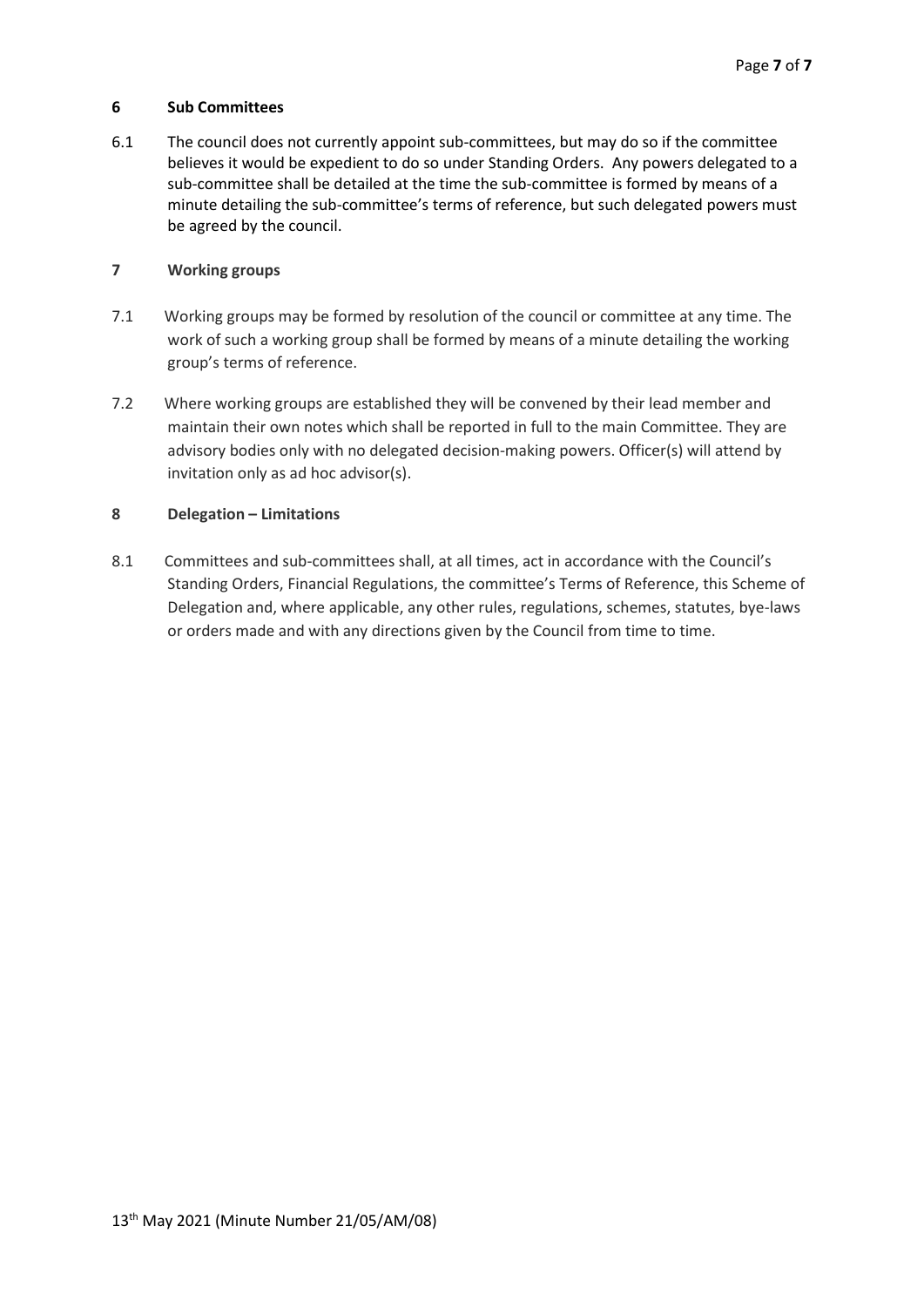## 6 Sub Committees

6.1 The council does not currently appoint sub-committees, but may do so if the committee believes it would be expedient to do so under Standing Orders. Any powers delegated to a sub-committee shall be detailed at the time the sub-committee is formed by means of a minute detailing the sub-committee's terms of reference, but such delegated powers must be agreed by the council.

## 7 Working groups

7.1 Working groups may be formed by resolution of the council or committee at any time. The work of such a working group shall be formed by means of a minute detailing the working group's terms of reference.

7.2 Where working groups are established they will be convened by their lead member and maintain their own notes which shall be reported in full to the main Committee. They are advisory bodies only with no delegated decision-making powers. Officer(s) will attend by invitation only as ad hoc advisor(s).

## 8 Delegation – Limitations

8.1 Committees and sub-committees shall, at all times, act in accordance with the Council's Standing Orders, Financial Regulations, the committee's Terms of Reference, this Scheme of Delegation and, where applicable, any other rules, regulations, schemes, statutes, bye-laws or orders made and with any directions given by the Council from time to time.

13th May 2021 (Minute Number 21/05/AM/08)